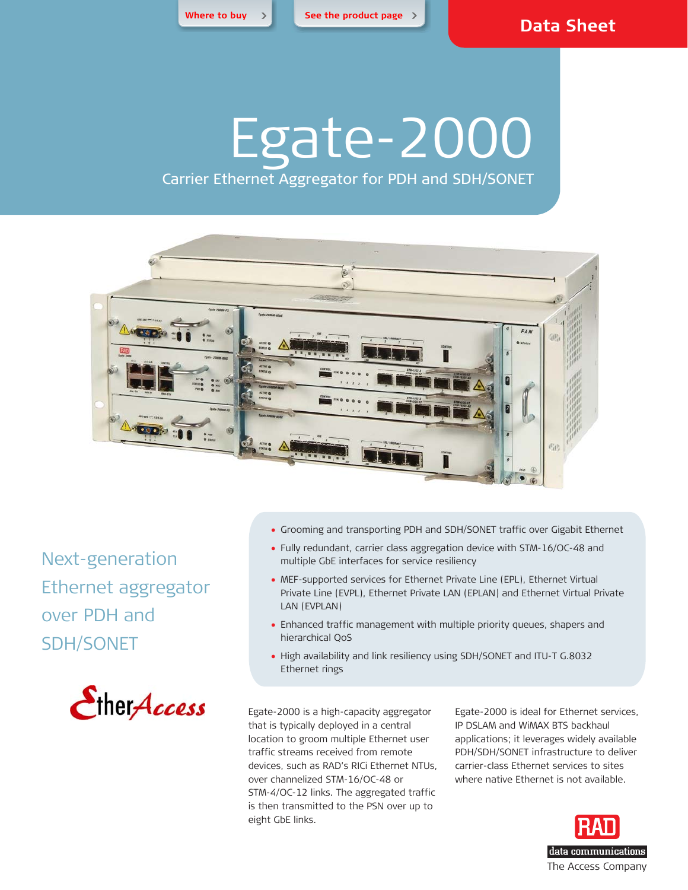Where to buy >

See the product page >

Data Sheet

# Egate-2000

## Carrier Ethernet Aggregator for PDH and SDH/SONET

### Next-generation Ethernet aggregator over PDH and SDH/SONET

EtherAccess

- Grooming and transporting PDH and SDH/SONET traffic over Gigabit Ethernet
- Fully redundant, carrier class aggregation device with STM-16/OC-48 and multiple GbE interfaces for service resiliency
- MEF-supported services for Ethernet Private Line (EPL), Ethernet Virtual Private Line (EVPL), Ethernet Private LAN (EPLAN) and Ethernet Virtual Private LAN (EVPLAN)
- Enhanced traffic management with multiple priority queues, shapers and hierarchical QoS
- High availability and link resiliency using SDH/SONET and ITU-T G.8032 Ethernet rings

Egate-2000 is a high-capacity aggregator that is typically deployed in a central location to groom multiple Ethernet user traffic streams received from remote devices, such as RAD's RICi Ethernet NTUs, over channelized STM-16/OC-48 or STM-4/OC-12 links. The aggregated traffic is then transmitted to the PSN over up to eight GbE links.

Egate-2000 is ideal for Ethernet services, IP DSLAM and WiMAX BTS backhaul applications; it leverages widely available PDH/SDH/SONET infrastructure to deliver carrier-class Ethernet services to sites where native Ethernet is not available.

RAD data communications
The Access Company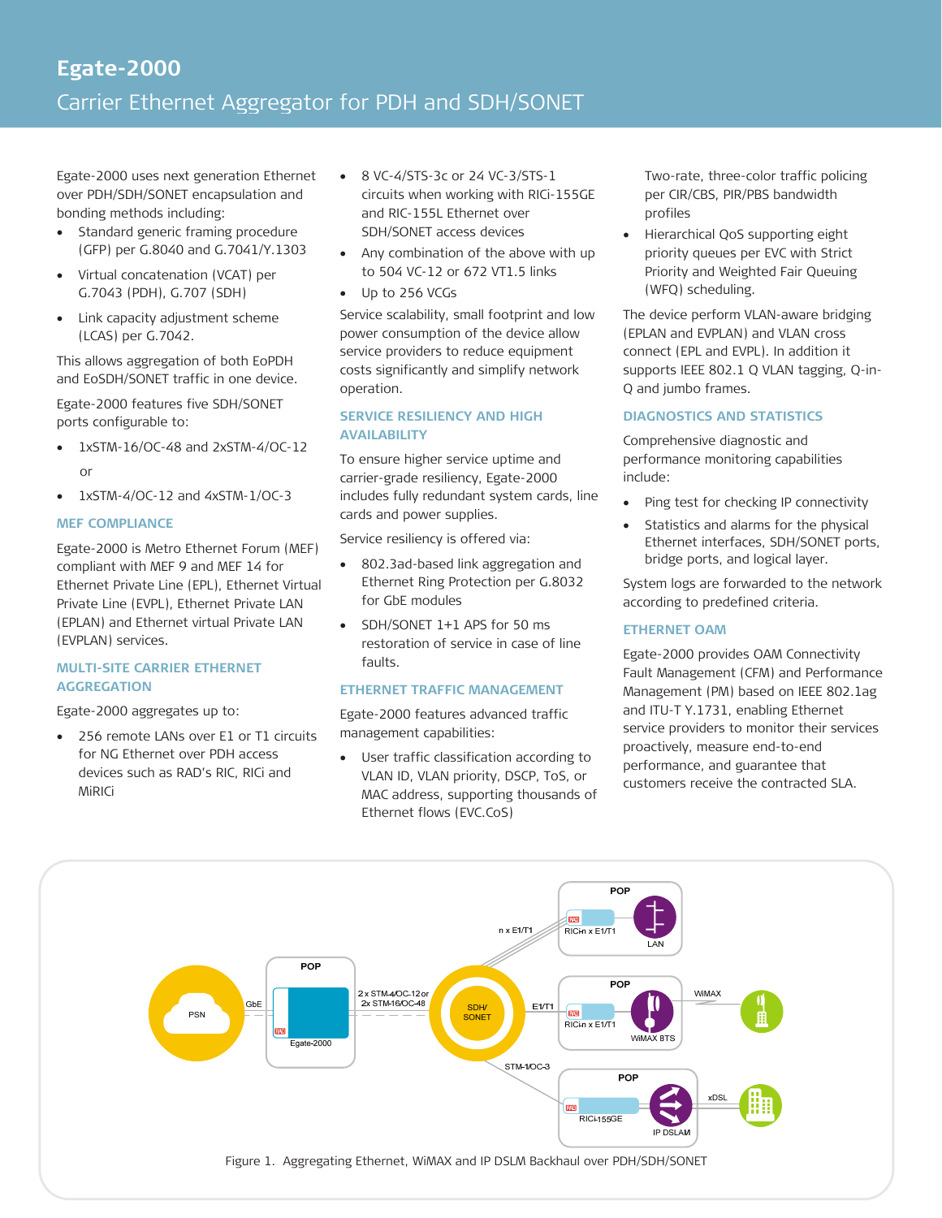# Egate-2000

## Carrier Ethernet Aggregator for PDH and SDH/SONET

Egate-2000 uses next generation Ethernet over PDH/SDH/SONET encapsulation and bonding methods including:

- Standard generic framing procedure (GFP) per G.8040 and G.7041/Y.1303
- Virtual concatenation (VCAT) per G.7043 (PDH), G.707 (SDH)
- Link capacity adjustment scheme (LCAS) per G.7042.

This allows aggregation of both EoPDH and EoSDH/SONET traffic in one device.

Egate-2000 features five SDH/SONET ports configurable to:

- 1xSTM-16/OC-48 and 2xSTM-4/OC-12

  or

- 1xSTM-4/OC-12 and 4xSTM-1/OC-3

### MEF COMPLIANCE

Egate-2000 is Metro Ethernet Forum (MEF) compliant with MEF 9 and MEF 14 for Ethernet Private Line (EPL), Ethernet Virtual Private Line (EVPL), Ethernet Private LAN (EPLAN) and Ethernet virtual Private LAN (EVPLAN) services.

### MULTI-SITE CARRIER ETHERNET AGGREGATION

Egate-2000 aggregates up to:

- 256 remote LANs over E1 or T1 circuits for NG Ethernet over PDH access devices such as RAD's RIC, RICi and MiRICi
- 8 VC-4/STS-3c or 24 VC-3/STS-1 circuits when working with RICi-155GE and RIC-155L Ethernet over SDH/SONET access devices
- Any combination of the above with up to 504 VC-12 or 672 VT1.5 links
- Up to 256 VCGs

Service scalability, small footprint and low power consumption of the device allow service providers to reduce equipment costs significantly and simplify network operation.

### SERVICE RESILIENCY AND HIGH AVAILABILITY

To ensure higher service uptime and carrier-grade resiliency, Egate-2000 includes fully redundant system cards, line cards and power supplies.

Service resiliency is offered via:

- 802.3ad-based link aggregation and Ethernet Ring Protection per G.8032 for GbE modules
- SDH/SONET 1+1 APS for 50 ms restoration of service in case of line faults.

### ETHERNET TRAFFIC MANAGEMENT

Egate-2000 features advanced traffic management capabilities:

- User traffic classification according to VLAN ID, VLAN priority, DSCP, ToS, or MAC address, supporting thousands of Ethernet flows (EVC.CoS)

  Two-rate, three-color traffic policing per CIR/CBS, PIR/PBS bandwidth profiles
- Hierarchical QoS supporting eight priority queues per EVC with Strict Priority and Weighted Fair Queuing (WFQ) scheduling.

The device perform VLAN-aware bridging (EPLAN and EVPLAN) and VLAN cross connect (EPL and EVPL). In addition it supports IEEE 802.1 Q VLAN tagging, Q-in-Q and jumbo frames.

### DIAGNOSTICS AND STATISTICS

Comprehensive diagnostic and performance monitoring capabilities include:

- Ping test for checking IP connectivity
- Statistics and alarms for the physical Ethernet interfaces, SDH/SONET ports, bridge ports, and logical layer.

System logs are forwarded to the network according to predefined criteria.

### ETHERNET OAM

Egate-2000 provides OAM Connectivity Fault Management (CFM) and Performance Management (PM) based on IEEE 802.1ag and ITU-T Y.1731, enabling Ethernet service providers to monitor their services proactively, measure end-to-end performance, and guarantee that customers receive the contracted SLA.

Figure 1. Aggregating Ethernet, WiMAX and IP DSLM Backhaul over PDH/SDH/SONET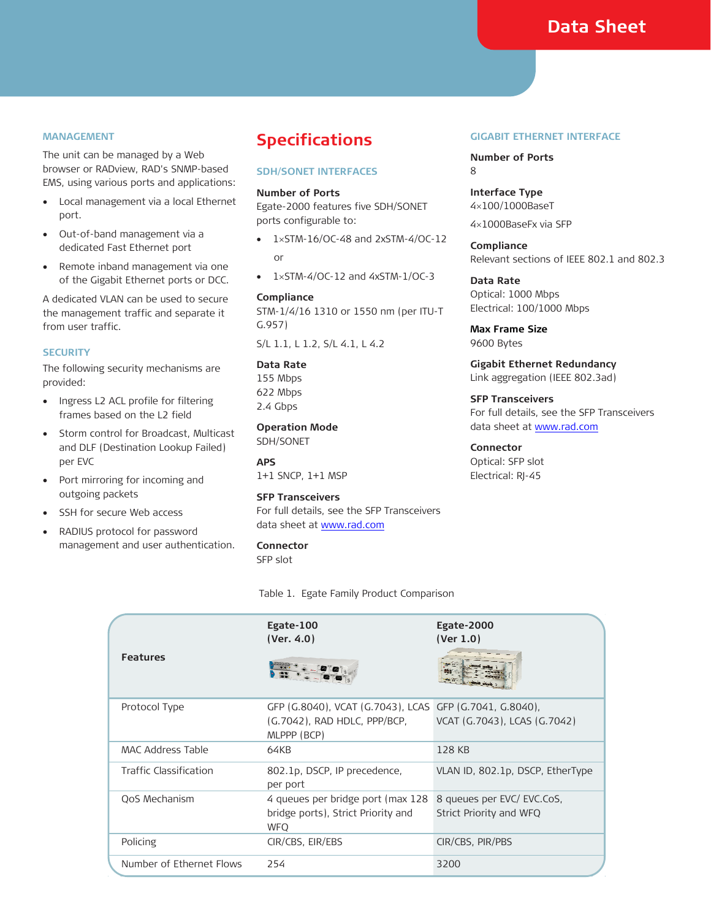## MANAGEMENT

The unit can be managed by a Web browser or RADview, RAD's SNMP-based EMS, using various ports and applications:

- Local management via a local Ethernet port.
- Out-of-band management via a dedicated Fast Ethernet port
- Remote inband management via one of the Gigabit Ethernet ports or DCC.

A dedicated VLAN can be used to secure the management traffic and separate it from user traffic.

## SECURITY

The following security mechanisms are provided:

- Ingress L2 ACL profile for filtering frames based on the L2 field
- Storm control for Broadcast, Multicast and DLF (Destination Lookup Failed) per EVC
- Port mirroring for incoming and outgoing packets
- SSH for secure Web access
- RADIUS protocol for password management and user authentication.

# Specifications

## SDH/SONET INTERFACES

**Number of Ports**
Egate-2000 features five SDH/SONET ports configurable to:

- 1×STM-16/OC-48 and 2xSTM-4/OC-12

  or

- 1×STM-4/OC-12 and 4xSTM-1/OC-3

**Compliance**
STM-1/4/16 1310 or 1550 nm (per ITU-T G.957)

S/L 1.1, L 1.2, S/L 4.1, L 4.2

**Data Rate**
155 Mbps
622 Mbps
2.4 Gbps

**Operation Mode**
SDH/SONET

**APS**
1+1 SNCP, 1+1 MSP

**SFP Transceivers**
For full details, see the SFP Transceivers data sheet at www.rad.com

**Connector**
SFP slot

## GIGABIT ETHERNET INTERFACE

**Number of Ports**
8

**Interface Type**
4×100/1000BaseT

4×1000BaseFx via SFP

**Compliance**
Relevant sections of IEEE 802.1 and 802.3

**Data Rate**
Optical: 1000 Mbps
Electrical: 100/1000 Mbps

**Max Frame Size**
9600 Bytes

**Gigabit Ethernet Redundancy**
Link aggregation (IEEE 802.3ad)

**SFP Transceivers**
For full details, see the SFP Transceivers data sheet at www.rad.com

**Connector**
Optical: SFP slot
Electrical: RJ-45

Table 1. Egate Family Product Comparison

| Features | Egate-100 (Ver. 4.0) | Egate-2000 (Ver 1.0) |
|---|---|---|
| Protocol Type | GFP (G.8040), VCAT (G.7043), LCAS (G.7042), RAD HDLC, PPP/BCP, MLPPP (BCP) | GFP (G.7041, G.8040), VCAT (G.7043), LCAS (G.7042) |
| MAC Address Table | 64KB | 128 KB |
| Traffic Classification | 802.1p, DSCP, IP precedence, per port | VLAN ID, 802.1p, DSCP, EtherType |
| QoS Mechanism | 4 queues per bridge port (max 128 bridge ports), Strict Priority and WFQ | 8 queues per EVC/ EVC.CoS, Strict Priority and WFQ |
| Policing | CIR/CBS, EIR/EBS | CIR/CBS, PIR/PBS |
| Number of Ethernet Flows | 254 | 3200 |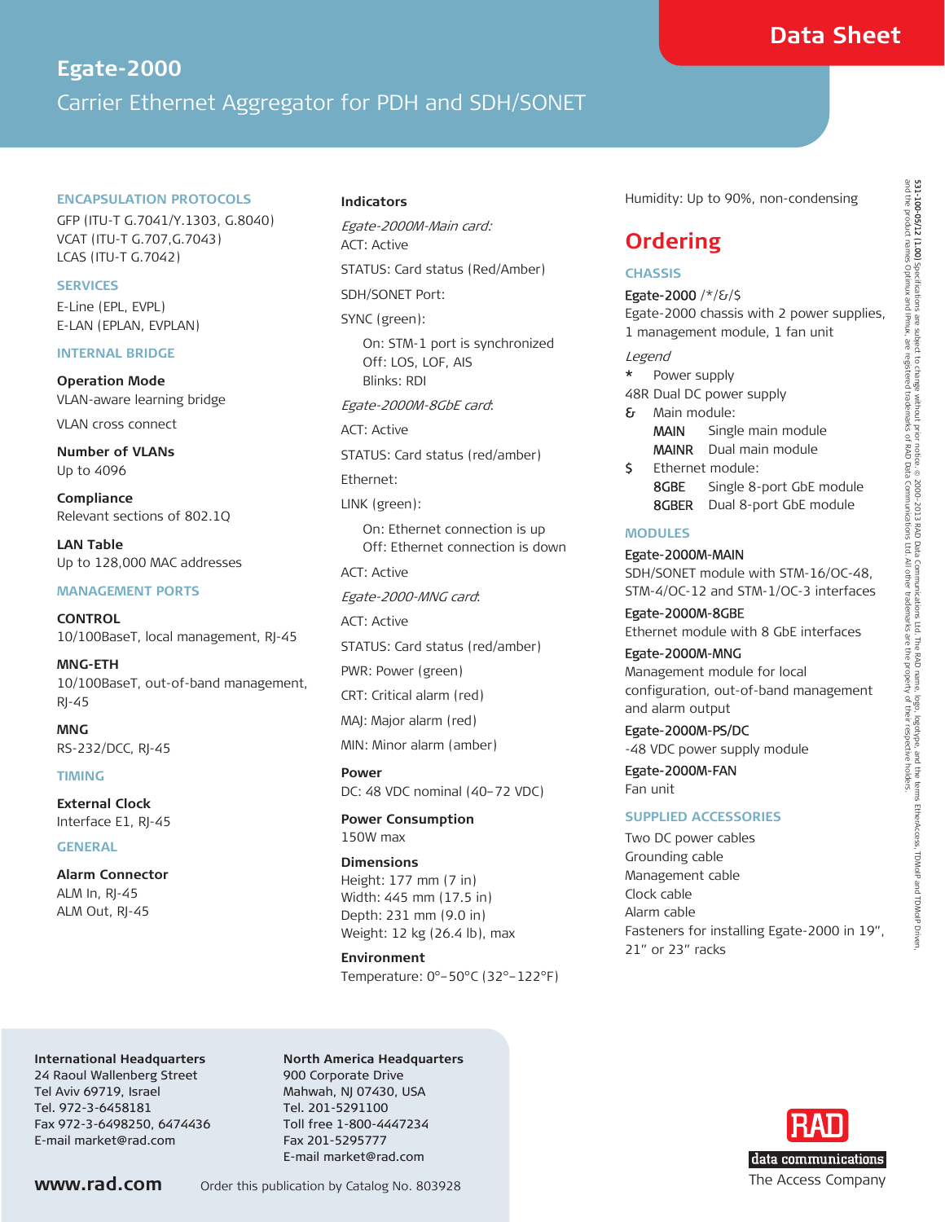Data Sheet

# Egate-2000

Carrier Ethernet Aggregator for PDH and SDH/SONET

### ENCAPSULATION PROTOCOLS

GFP (ITU-T G.7041/Y.1303, G.8040)
VCAT (ITU-T G.707,G.7043)
LCAS (ITU-T G.7042)

### SERVICES

E-Line (EPL, EVPL)
E-LAN (EPLAN, EVPLAN)

### INTERNAL BRIDGE

**Operation Mode**
VLAN-aware learning bridge

VLAN cross connect

**Number of VLANs**
Up to 4096

**Compliance**
Relevant sections of 802.1Q

**LAN Table**
Up to 128,000 MAC addresses

### MANAGEMENT PORTS

**CONTROL**
10/100BaseT, local management, RJ-45

**MNG-ETH**
10/100BaseT, out-of-band management, RJ-45

**MNG**
RS-232/DCC, RJ-45

### TIMING

**External Clock**
Interface E1, RJ-45

### GENERAL

**Alarm Connector**
ALM In, RJ-45
ALM Out, RJ-45

**Indicators**

*Egate-2000M-Main card:*

ACT: Active

STATUS: Card status (Red/Amber)

SDH/SONET Port:

SYNC (green):

On: STM-1 port is synchronized
Off: LOS, LOF, AIS
Blinks: RDI

*Egate-2000M-8GbE card*:

ACT: Active

STATUS: Card status (red/amber)

Ethernet:

LINK (green):

On: Ethernet connection is up
Off: Ethernet connection is down

ACT: Active

*Egate-2000-MNG card*:

ACT: Active

STATUS: Card status (red/amber)

PWR: Power (green)

CRT: Critical alarm (red)

MAJ: Major alarm (red)

MIN: Minor alarm (amber)

**Power**
DC: 48 VDC nominal (40–72 VDC)

**Power Consumption**
150W max

**Dimensions**
Height: 177 mm (7 in)
Width: 445 mm (17.5 in)
Depth: 231 mm (9.0 in)
Weight: 12 kg (26.4 lb), max

**Environment**
Temperature: 0°–50°C (32°–122°F)

Humidity: Up to 90%, non-condensing

## Ordering

### CHASSIS

**Egate-2000** /*/&/$
Egate-2000 chassis with 2 power supplies, 1 management module, 1 fan unit

*Legend*

\* Power supply
48R Dual DC power supply

& Main module:
- **MAIN** Single main module
- **MAINR** Dual main module

$ Ethernet module:
- **8GBE** Single 8-port GbE module
- **8GBER** Dual 8-port GbE module

### MODULES

**Egate-2000M-MAIN**
SDH/SONET module with STM-16/OC-48, STM-4/OC-12 and STM-1/OC-3 interfaces

**Egate-2000M-8GBE**
Ethernet module with 8 GbE interfaces

**Egate-2000M-MNG**
Management module for local configuration, out-of-band management and alarm output

**Egate-2000M-PS/DC**
-48 VDC power supply module

**Egate-2000M-FAN**
Fan unit

### SUPPLIED ACCESSORIES

Two DC power cables
Grounding cable
Management cable
Clock cable
Alarm cable
Fasteners for installing Egate-2000 in 19", 21" or 23" racks

531-100-05/12 (1.00) Specifications are subject to change without prior notice. © 2000–2013 RAD Data Communications Ltd. The RAD name, logo, logotype, and the terms EtherAccess, TDMoIP and TDMoIP Driven, and the product names Optimux and IPmux, are registered trademarks of RAD Data Communications Ltd. All other trademarks are the property of their respective holders.

**International Headquarters**
24 Raoul Wallenberg Street
Tel Aviv 69719, Israel
Tel. 972-3-6458181
Fax 972-3-6498250, 6474436
E-mail market@rad.com

**North America Headquarters**
900 Corporate Drive
Mahwah, NJ 07430, USA
Tel. 201-5291100
Toll free 1-800-4447234
Fax 201-5295777
E-mail market@rad.com

**www.rad.com**

Order this publication by Catalog No. 803928

RAD data communications
The Access Company